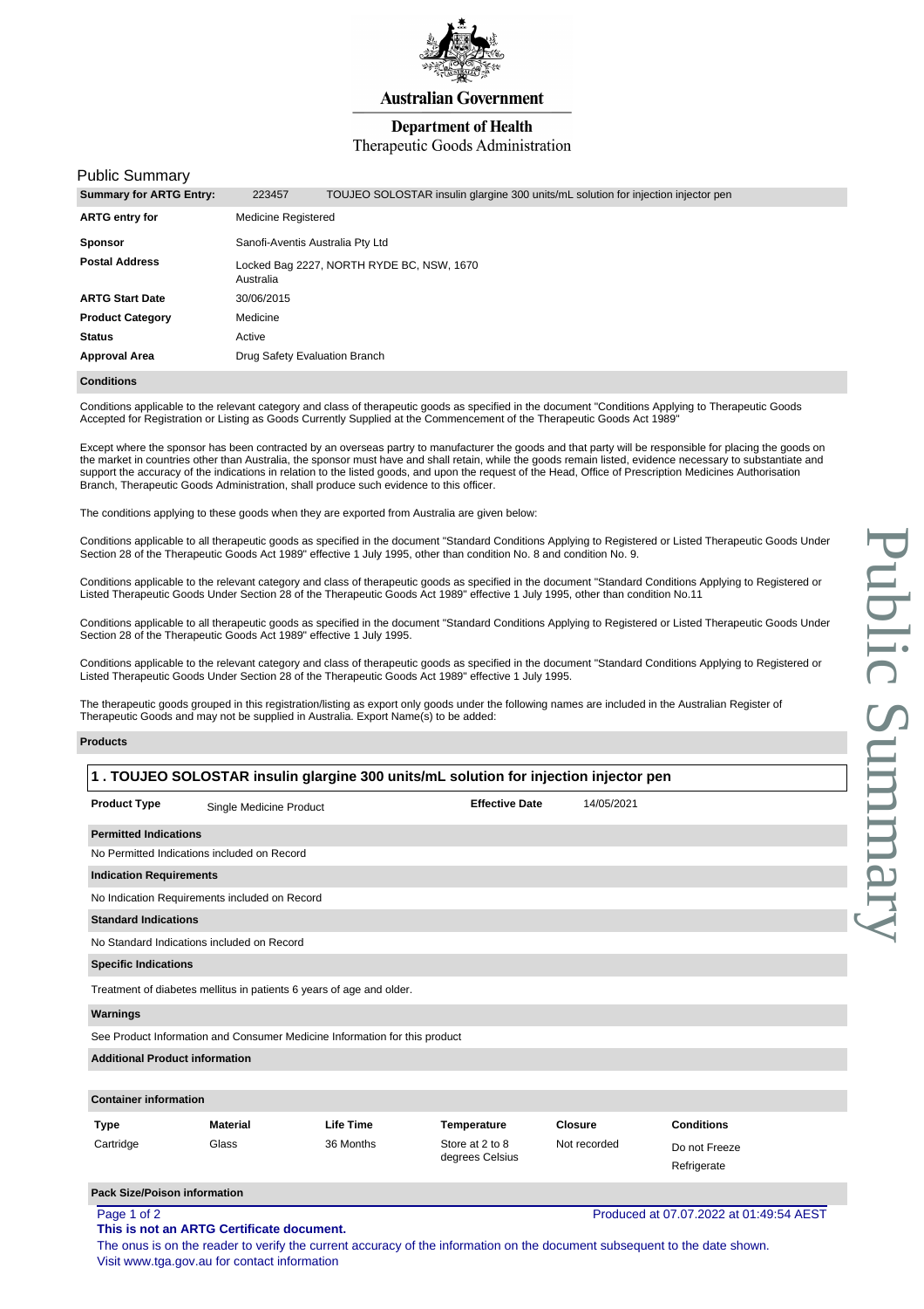Australian Government

Department of Health

Therapeutic Goods Administration

# Public Summary

| Summary for ARTG Entry: | 223457 TOUJEO SOLOSTAR insulin glargine 300 units/mL solution for injection injector pen |
|---|---|
| ARTG entry for | Medicine Registered |
| Sponsor | Sanofi-Aventis Australia Pty Ltd |
| Postal Address | Locked Bag 2227, NORTH RYDE BC, NSW, 1670 Australia |
| ARTG Start Date | 30/06/2015 |
| Product Category | Medicine |
| Status | Active |
| Approval Area | Drug Safety Evaluation Branch |

**Conditions**

Conditions applicable to the relevant category and class of therapeutic goods as specified in the document "Conditions Applying to Therapeutic Goods Accepted for Registration or Listing as Goods Currently Supplied at the Commencement of the Therapeutic Goods Act 1989"

Except where the sponsor has been contracted by an overseas partry to manufacturer the goods and that party will be responsible for placing the goods on the market in countries other than Australia, the sponsor must have and shall retain, while the goods remain listed, evidence necessary to substantiate and support the accuracy of the indications in relation to the listed goods, and upon the request of the Head, Office of Prescription Medicines Authorisation Branch, Therapeutic Goods Administration, shall produce such evidence to this officer.

The conditions applying to these goods when they are exported from Australia are given below:

Conditions applicable to all therapeutic goods as specified in the document "Standard Conditions Applying to Registered or Listed Therapeutic Goods Under Section 28 of the Therapeutic Goods Act 1989" effective 1 July 1995, other than condition No. 8 and condition No. 9.

Conditions applicable to the relevant category and class of therapeutic goods as specified in the document "Standard Conditions Applying to Registered or Listed Therapeutic Goods Under Section 28 of the Therapeutic Goods Act 1989" effective 1 July 1995, other than condition No.11

Conditions applicable to all therapeutic goods as specified in the document "Standard Conditions Applying to Registered or Listed Therapeutic Goods Under Section 28 of the Therapeutic Goods Act 1989" effective 1 July 1995.

Conditions applicable to the relevant category and class of therapeutic goods as specified in the document "Standard Conditions Applying to Registered or Listed Therapeutic Goods Under Section 28 of the Therapeutic Goods Act 1989" effective 1 July 1995.

The therapeutic goods grouped in this registration/listing as export only goods under the following names are included in the Australian Register of Therapeutic Goods and may not be supplied in Australia. Export Name(s) to be added:

**Products**

## 1 . TOUJEO SOLOSTAR insulin glargine 300 units/mL solution for injection injector pen

**Product Type** Single Medicine Product **Effective Date** 14/05/2021

**Permitted Indications**

No Permitted Indications included on Record

**Indication Requirements**

No Indication Requirements included on Record

**Standard Indications**

No Standard Indications included on Record

**Specific Indications**

Treatment of diabetes mellitus in patients 6 years of age and older.

**Warnings**

See Product Information and Consumer Medicine Information for this product

**Additional Product information**

**Container information**

| Type | Material | Life Time | Temperature | Closure | Conditions |
|---|---|---|---|---|---|
| Cartridge | Glass | 36 Months | Store at 2 to 8 degrees Celsius | Not recorded | Do not Freeze<br>Refrigerate |

**Pack Size/Poison information**

**This is not an ARTG Certificate document.**

The onus is on the reader to verify the current accuracy of the information on the document subsequent to the date shown.
Visit www.tga.gov.au for contact information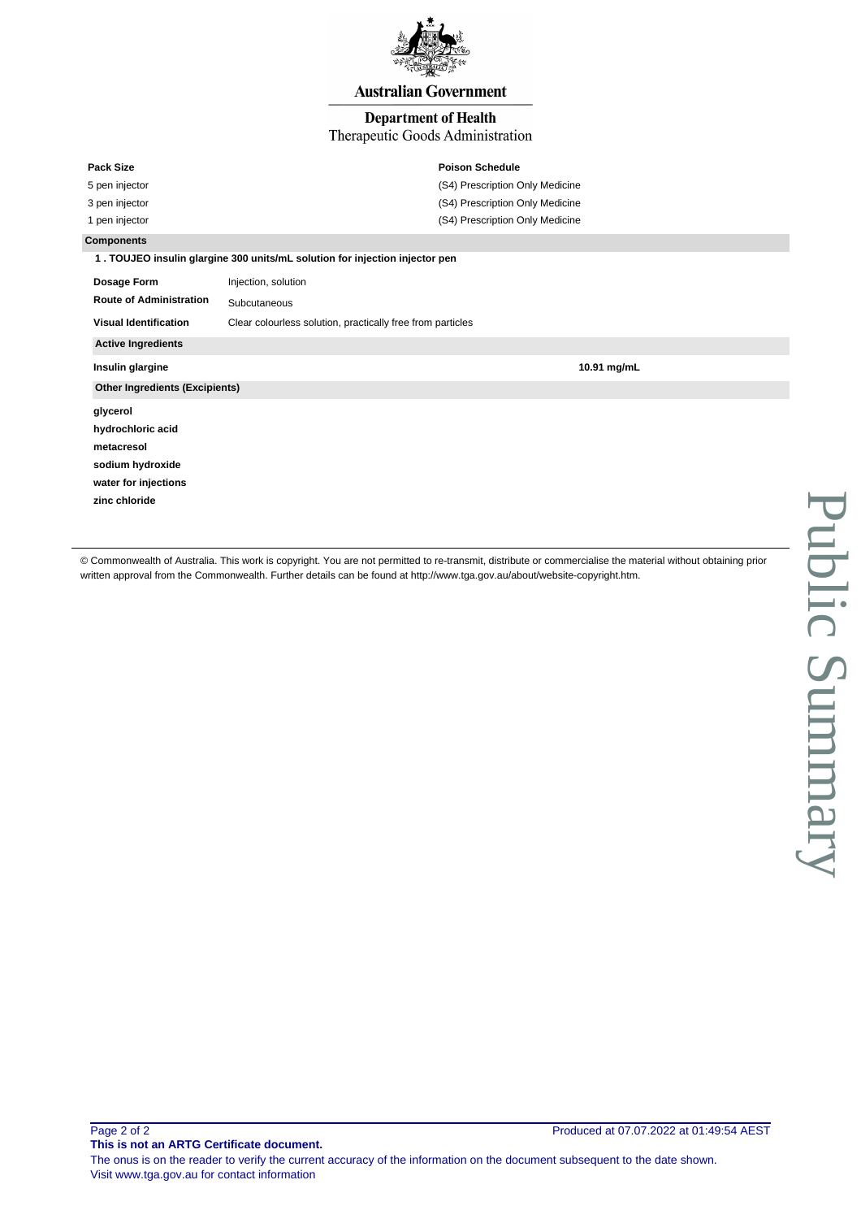**Australian Government**

**Department of Health**
Therapeutic Goods Administration

| Pack Size | Poison Schedule |
|---|---|
| 5 pen injector | (S4) Prescription Only Medicine |
| 3 pen injector | (S4) Prescription Only Medicine |
| 1 pen injector | (S4) Prescription Only Medicine |

**Components**

**1 . TOUJEO insulin glargine 300 units/mL solution for injection injector pen**

| | |
|---|---|
| **Dosage Form** | Injection, solution |
| **Route of Administration** | Subcutaneous |
| **Visual Identification** | Clear colourless solution, practically free from particles |

**Active Ingredients**

| | |
|---|---|
| **Insulin glargine** | **10.91 mg/mL** |

**Other Ingredients (Excipients)**

**glycerol**
**hydrochloric acid**
**metacresol**
**sodium hydroxide**
**water for injections**
**zinc chloride**

© Commonwealth of Australia. This work is copyright. You are not permitted to re-transmit, distribute or commercialise the material without obtaining prior written approval from the Commonwealth. Further details can be found at http://www.tga.gov.au/about/website-copyright.htm.

Public Summary

Produced at 07.07.2022 at 01:49:54 AEST

**This is not an ARTG Certificate document.**

The onus is on the reader to verify the current accuracy of the information on the document subsequent to the date shown.
Visit www.tga.gov.au for contact information